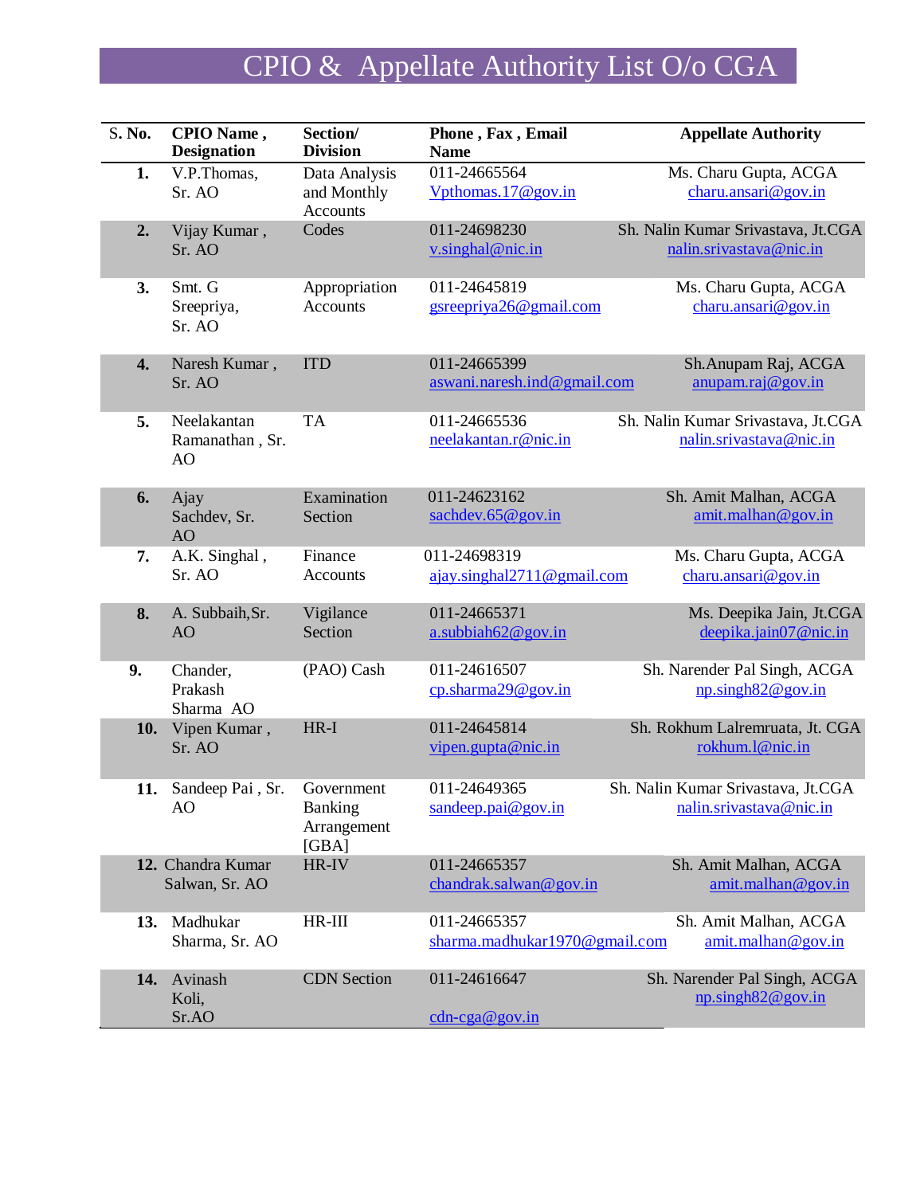# CPIO & Appellate Authority List O/o CGA

| S. No. | CPIO Name , Designation | Section/ Division | Phone , Fax , Email Name | Appellate Authority |
|---|---|---|---|---|
| **1.** | V.P.Thomas, Sr. AO | Data Analysis and Monthly Accounts | 011-24665564 Vpthomas.17@gov.in | Ms. Charu Gupta, ACGA charu.ansari@gov.in |
| **2.** | Vijay Kumar , Sr. AO | Codes | 011-24698230 v.singhal@nic.in | Sh. Nalin Kumar Srivastava, Jt.CGA nalin.srivastava@nic.in |
| **3.** | Smt. G Sreepriya, Sr. AO | Appropriation Accounts | 011-24645819 gsreepriya26@gmail.com | Ms. Charu Gupta, ACGA charu.ansari@gov.in |
| **4.** | Naresh Kumar , Sr. AO | ITD | 011-24665399 aswani.naresh.ind@gmail.com | Sh.Anupam Raj, ACGA anupam.raj@gov.in |
| **5.** | Neelakantan Ramanathan , Sr. AO | TA | 011-24665536 neelakantan.r@nic.in | Sh. Nalin Kumar Srivastava, Jt.CGA nalin.srivastava@nic.in |
| **6.** | Ajay Sachdev, Sr. AO | Examination Section | 011-24623162 sachdev.65@gov.in | Sh. Amit Malhan, ACGA amit.malhan@gov.in |
| **7.** | A.K. Singhal , Sr. AO | Finance Accounts | 011-24698319 ajay.singhal2711@gmail.com | Ms. Charu Gupta, ACGA charu.ansari@gov.in |
| **8.** | A. Subbaih,Sr. AO | Vigilance Section | 011-24665371 a.subbiah62@gov.in | Ms. Deepika Jain, Jt.CGA deepika.jain07@nic.in |
| **9.** | Chander, Prakash Sharma AO | (PAO) Cash | 011-24616507 cp.sharma29@gov.in | Sh. Narender Pal Singh, ACGA np.singh82@gov.in |
| **10.** | Vipen Kumar , Sr. AO | HR-I | 011-24645814 vipen.gupta@nic.in | Sh. Rokhum Lalremruata, Jt. CGA rokhum.l@nic.in |
| **11.** | Sandeep Pai , Sr. AO | Government Banking Arrangement [GBA] | 011-24649365 sandeep.pai@gov.in | Sh. Nalin Kumar Srivastava, Jt.CGA nalin.srivastava@nic.in |
| **12.** | Chandra Kumar Salwan, Sr. AO | HR-IV | 011-24665357 chandrak.salwan@gov.in | Sh. Amit Malhan, ACGA amit.malhan@gov.in |
| **13.** | Madhukar Sharma, Sr. AO | HR-III | 011-24665357 sharma.madhukar1970@gmail.com | Sh. Amit Malhan, ACGA amit.malhan@gov.in |
| **14.** | Avinash Koli, Sr.AO | CDN Section | 011-24616647 cdn-cga@gov.in | Sh. Narender Pal Singh, ACGA np.singh82@gov.in |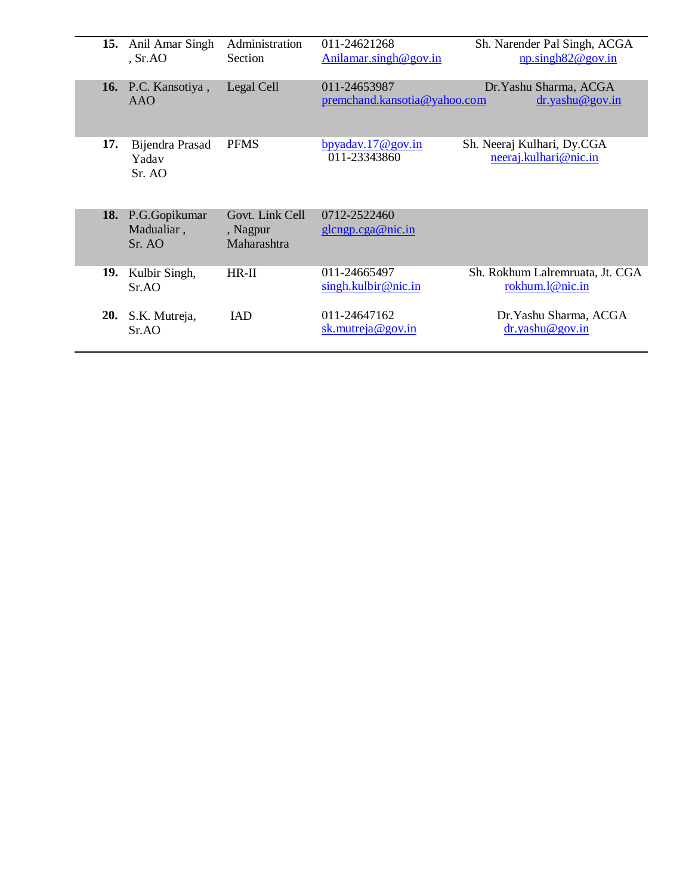| | | | | |
|---|---|---|---|---|
| **15.** | Anil Amar Singh , Sr.AO | Administration Section | 011-24621268 Anilamar.singh@gov.in | Sh. Narender Pal Singh, ACGA np.singh82@gov.in |
| **16.** | P.C. Kansotiya , AAO | Legal Cell | 011-24653987 premchand.kansotia@yahoo.com | Dr.Yashu Sharma, ACGA dr.yashu@gov.in |
| **17.** | Bijendra Prasad Yadav Sr. AO | PFMS | bpyadav.17@gov.in 011-23343860 | Sh. Neeraj Kulhari, Dy.CGA neeraj.kulhari@nic.in |
| **18.** | P.G.Gopikumar Madualiar , Sr. AO | Govt. Link Cell , Nagpur Maharashtra | 0712-2522460 glcngp.cga@nic.in | |
| **19.** | Kulbir Singh, Sr.AO | HR-II | 011-24665497 singh.kulbir@nic.in | Sh. Rokhum Lalremruata, Jt. CGA rokhum.l@nic.in |
| **20.** | S.K. Mutreja, Sr.AO | IAD | 011-24647162 sk.mutreja@gov.in | Dr.Yashu Sharma, ACGA dr.yashu@gov.in |